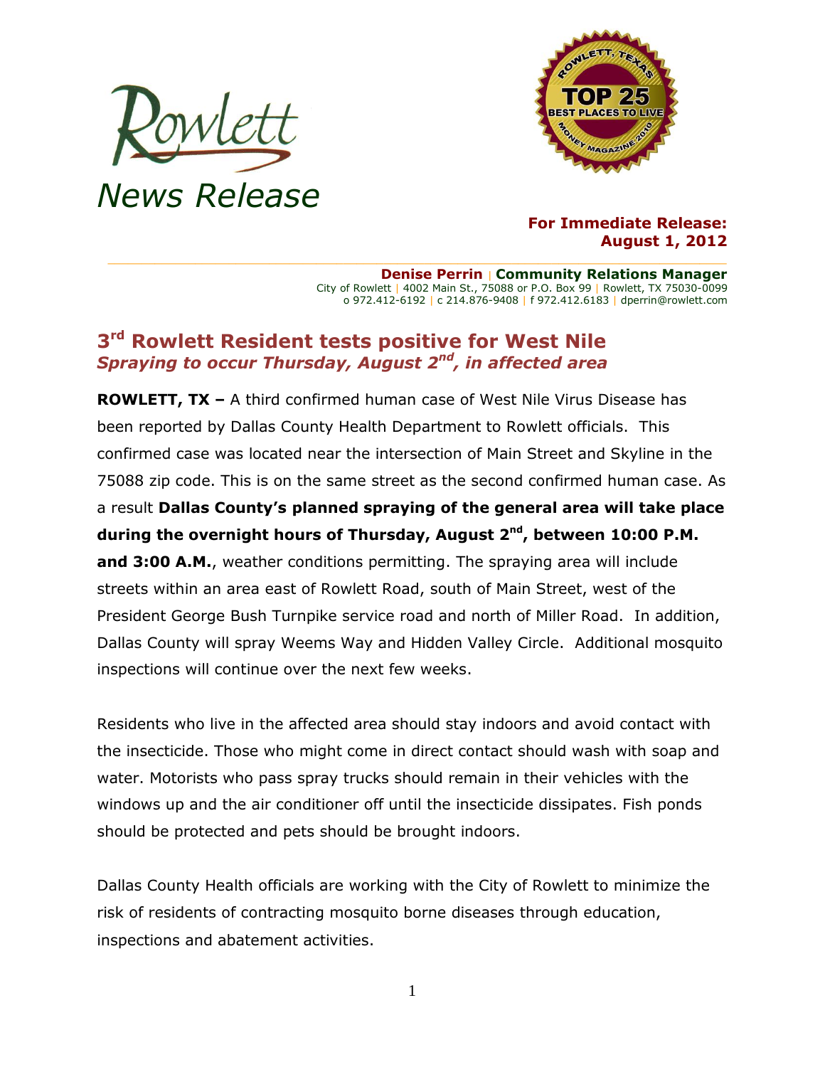Rowlett

News Release

**For Immediate Release:**
**August 1, 2012**

**Denise Perrin | Community Relations Manager**
City of Rowlett | 4002 Main St., 75088 or P.O. Box 99 | Rowlett, TX 75030-0099
o 972.412-6192 | c 214.876-9408 | f 972.412.6183 | dperrin@rowlett.com

# 3rd Rowlett Resident tests positive for West Nile

## *Spraying to occur Thursday, August 2nd, in affected area*

**ROWLETT, TX –** A third confirmed human case of West Nile Virus Disease has been reported by Dallas County Health Department to Rowlett officials. This confirmed case was located near the intersection of Main Street and Skyline in the 75088 zip code. This is on the same street as the second confirmed human case. As a result **Dallas County's planned spraying of the general area will take place during the overnight hours of Thursday, August 2nd, between 10:00 P.M. and 3:00 A.M.**, weather conditions permitting. The spraying area will include streets within an area east of Rowlett Road, south of Main Street, west of the President George Bush Turnpike service road and north of Miller Road. In addition, Dallas County will spray Weems Way and Hidden Valley Circle. Additional mosquito inspections will continue over the next few weeks.

Residents who live in the affected area should stay indoors and avoid contact with the insecticide. Those who might come in direct contact should wash with soap and water. Motorists who pass spray trucks should remain in their vehicles with the windows up and the air conditioner off until the insecticide dissipates. Fish ponds should be protected and pets should be brought indoors.

Dallas County Health officials are working with the City of Rowlett to minimize the risk of residents of contracting mosquito borne diseases through education, inspections and abatement activities.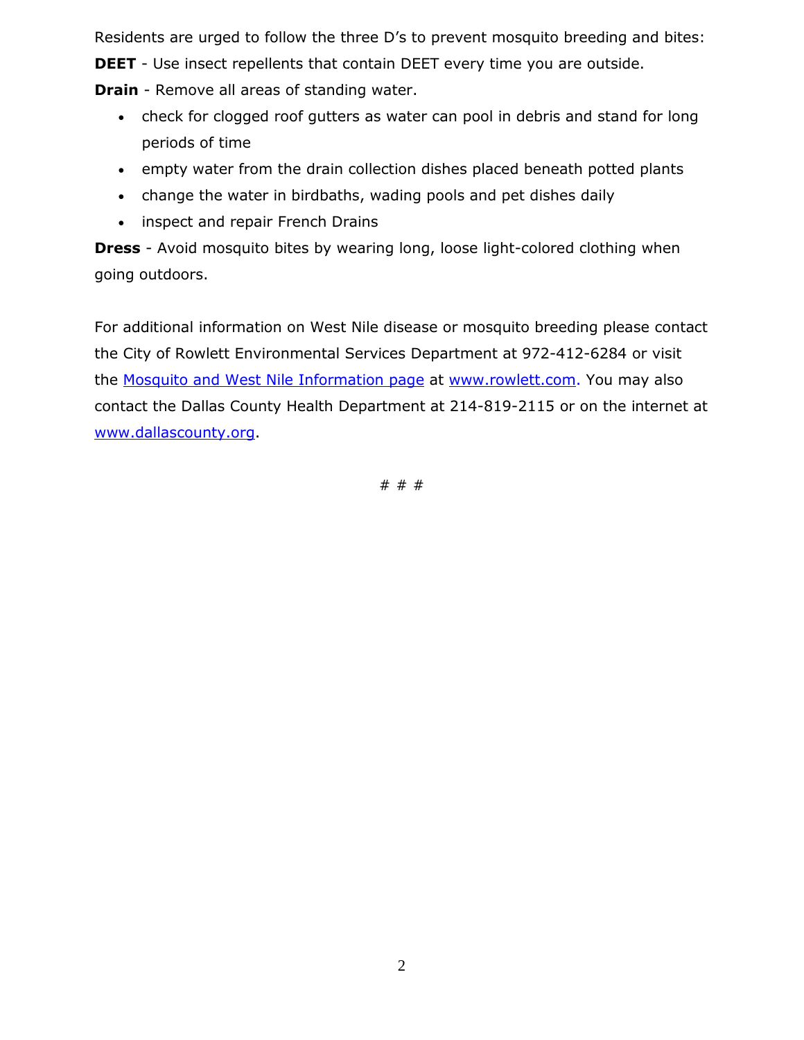Residents are urged to follow the three D's to prevent mosquito breeding and bites:

**DEET** - Use insect repellents that contain DEET every time you are outside.

**Drain** - Remove all areas of standing water.

- check for clogged roof gutters as water can pool in debris and stand for long periods of time
- empty water from the drain collection dishes placed beneath potted plants
- change the water in birdbaths, wading pools and pet dishes daily
- inspect and repair French Drains

**Dress** - Avoid mosquito bites by wearing long, loose light-colored clothing when going outdoors.

For additional information on West Nile disease or mosquito breeding please contact the City of Rowlett Environmental Services Department at 972-412-6284 or visit the Mosquito and West Nile Information page at www.rowlett.com. You may also contact the Dallas County Health Department at 214-819-2115 or on the internet at www.dallascounty.org.

# # #